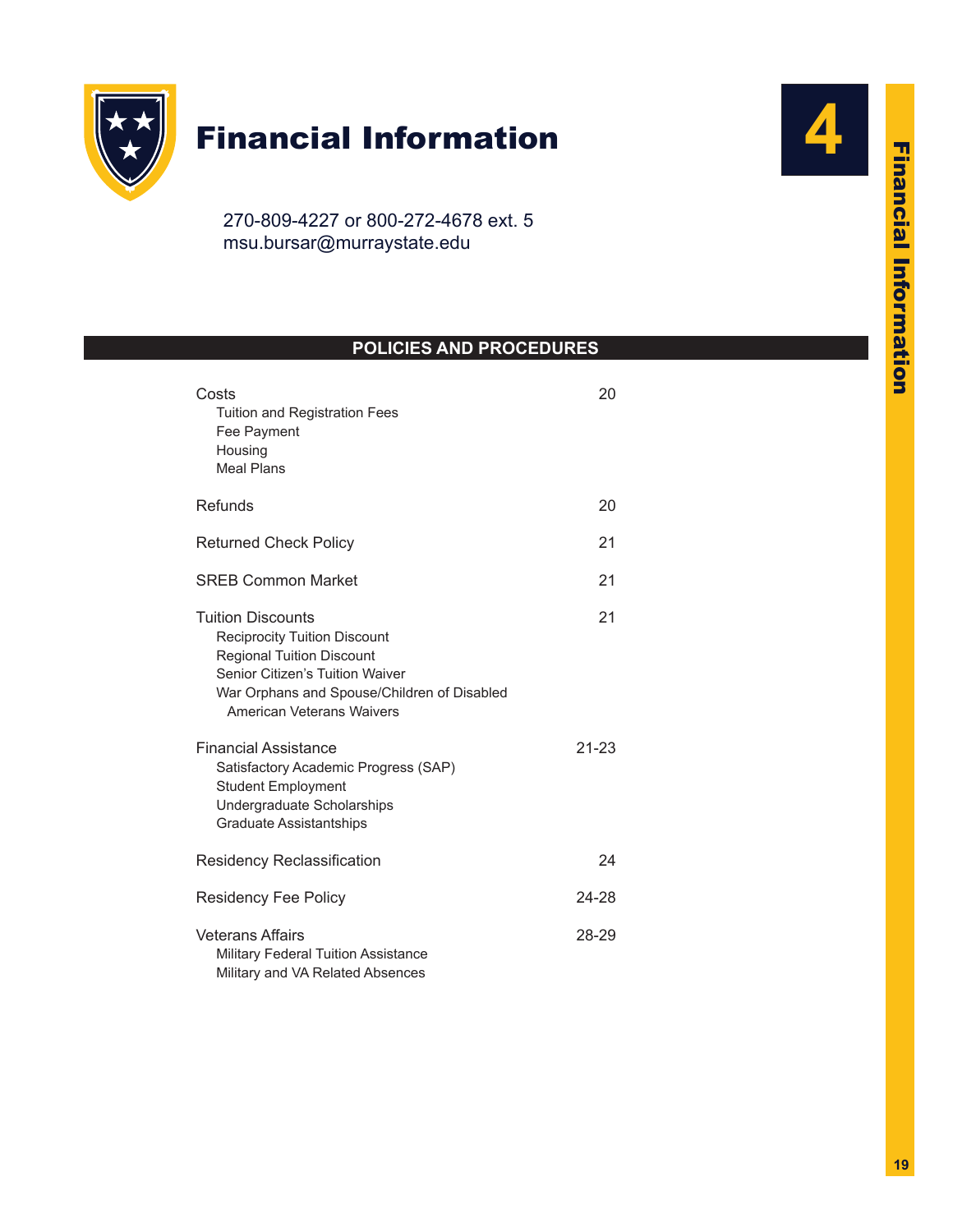# Financial Information

4

270-809-4227 or 800-272-4678 ext. 5
msu.bursar@murraystate.edu

## POLICIES AND PROCEDURES

| | |
|---|---|
| Costs<br>Tuition and Registration Fees<br>Fee Payment<br>Housing<br>Meal Plans | 20 |
| Refunds | 20 |
| Returned Check Policy | 21 |
| SREB Common Market | 21 |
| Tuition Discounts<br>Reciprocity Tuition Discount<br>Regional Tuition Discount<br>Senior Citizen's Tuition Waiver<br>War Orphans and Spouse/Children of Disabled American Veterans Waivers | 21 |
| Financial Assistance<br>Satisfactory Academic Progress (SAP)<br>Student Employment<br>Undergraduate Scholarships<br>Graduate Assistantships | 21-23 |
| Residency Reclassification | 24 |
| Residency Fee Policy | 24-28 |
| Veterans Affairs<br>Military Federal Tuition Assistance<br>Military and VA Related Absences | 28-29 |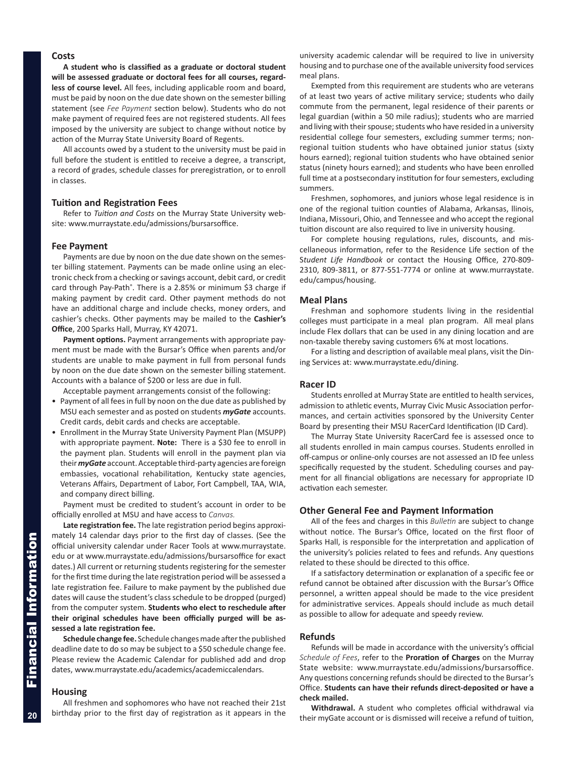## Costs

**A student who is classified as a graduate or doctoral student will be assessed graduate or doctoral fees for all courses, regardless of course level.** All fees, including applicable room and board, must be paid by noon on the due date shown on the semester billing statement (see *Fee Payment* section below). Students who do not make payment of required fees are not registered students. All fees imposed by the university are subject to change without notice by action of the Murray State University Board of Regents.

All accounts owed by a student to the university must be paid in full before the student is entitled to receive a degree, a transcript, a record of grades, schedule classes for preregistration, or to enroll in classes.

## Tuition and Registration Fees

Refer to *Tuition and Costs* on the Murray State University website: www.murraystate.edu/admissions/bursarsoffice.

## Fee Payment

Payments are due by noon on the due date shown on the semester billing statement. Payments can be made online using an electronic check from a checking or savings account, debit card, or credit card through Pay-Path®. There is a 2.85% or minimum $3 charge if making payment by credit card. Other payment methods do not have an additional charge and include checks, money orders, and cashier's checks. Other payments may be mailed to the **Cashier's Office**, 200 Sparks Hall, Murray, KY 42071.

**Payment options.** Payment arrangements with appropriate payment must be made with the Bursar's Office when parents and/or students are unable to make payment in full from personal funds by noon on the due date shown on the semester billing statement. Accounts with a balance of $200 or less are due in full.

Acceptable payment arrangements consist of the following:

- Payment of all fees in full by noon on the due date as published by MSU each semester and as posted on students ***myGate*** accounts. Credit cards, debit cards and checks are acceptable.
- Enrollment in the Murray State University Payment Plan (MSUPP) with appropriate payment. **Note:** There is a $30 fee to enroll in the payment plan. Students will enroll in the payment plan via their ***myGate*** account. Acceptable third-party agencies are foreign embassies, vocational rehabilitation, Kentucky state agencies, Veterans Affairs, Department of Labor, Fort Campbell, TAA, WIA, and company direct billing.

Payment must be credited to student's account in order to be officially enrolled at MSU and have access to *Canvas.*

**Late registration fee.** The late registration period begins approximately 14 calendar days prior to the first day of classes. (See the official university calendar under Racer Tools at www.murraystate.edu or at www.murraystate.edu/admissions/bursarsoffice for exact dates.) All current or returning students registering for the semester for the first time during the late registration period will be assessed a late registration fee. Failure to make payment by the published due dates will cause the student's class schedule to be dropped (purged) from the computer system. **Students who elect to reschedule after their original schedules have been officially purged will be assessed a late registration fee.**

**Schedule change fee.** Schedule changes made after the published deadline date to do so may be subject to a $50 schedule change fee. Please review the Academic Calendar for published add and drop dates, www.murraystate.edu/academics/academiccalendars.

## Housing

All freshmen and sophomores who have not reached their 21st birthday prior to the first day of registration as it appears in the university academic calendar will be required to live in university housing and to purchase one of the available university food services meal plans.

Exempted from this requirement are students who are veterans of at least two years of active military service; students who daily commute from the permanent, legal residence of their parents or legal guardian (within a 50 mile radius); students who are married and living with their spouse; students who have resided in a university residential college four semesters, excluding summer terms; non-regional tuition students who have obtained junior status (sixty hours earned); regional tuition students who have obtained senior status (ninety hours earned); and students who have been enrolled full time at a postsecondary institution for four semesters, excluding summers.

Freshmen, sophomores, and juniors whose legal residence is in one of the regional tuition counties of Alabama, Arkansas, llinois, Indiana, Missouri, Ohio, and Tennessee and who accept the regional tuition discount are also required to live in university housing.

For complete housing regulations, rules, discounts, and miscellaneous information, refer to the Residence Life section of the S*tudent Life Handbook* or contact the Housing Office, 270-809-2310, 809-3811, or 877-551-7774 or online at www.murraystate.edu/campus/housing.

## Meal Plans

Freshman and sophomore students living in the residential colleges must participate in a meal plan program. All meal plans include Flex dollars that can be used in any dining location and are non-taxable thereby saving customers 6% at most locations.

For a listing and description of available meal plans, visit the Dining Services at: www.murraystate.edu/dining.

## Racer ID

Students enrolled at Murray State are entitled to health services, admission to athletic events, Murray Civic Music Association performances, and certain activities sponsored by the University Center Board by presenting their MSU RacerCard Identification (ID Card).

The Murray State University RacerCard fee is assessed once to all students enrolled in main campus courses. Students enrolled in off-campus or online-only courses are not assessed an ID fee unless specifically requested by the student. Scheduling courses and payment for all financial obligations are necessary for appropriate ID activation each semester.

## Other General Fee and Payment Information

All of the fees and charges in this *Bulletin* are subject to change without notice. The Bursar's Office, located on the first floor of Sparks Hall, is responsible for the interpretation and application of the university's policies related to fees and refunds. Any questions related to these should be directed to this office.

If a satisfactory determination or explanation of a specific fee or refund cannot be obtained after discussion with the Bursar's Office personnel, a written appeal should be made to the vice president for administrative services. Appeals should include as much detail as possible to allow for adequate and speedy review.

## Refunds

Refunds will be made in accordance with the university's official *Schedule of Fees*, refer to the **Proration of Charges** on the Murray State website: www.murraystate.edu/admissions/bursarsoffice. Any questions concerning refunds should be directed to the Bursar's Office. **Students can have their refunds direct-deposited or have a check mailed.**

**Withdrawal.** A student who completes official withdrawal via their myGate account or is dismissed will receive a refund of tuition,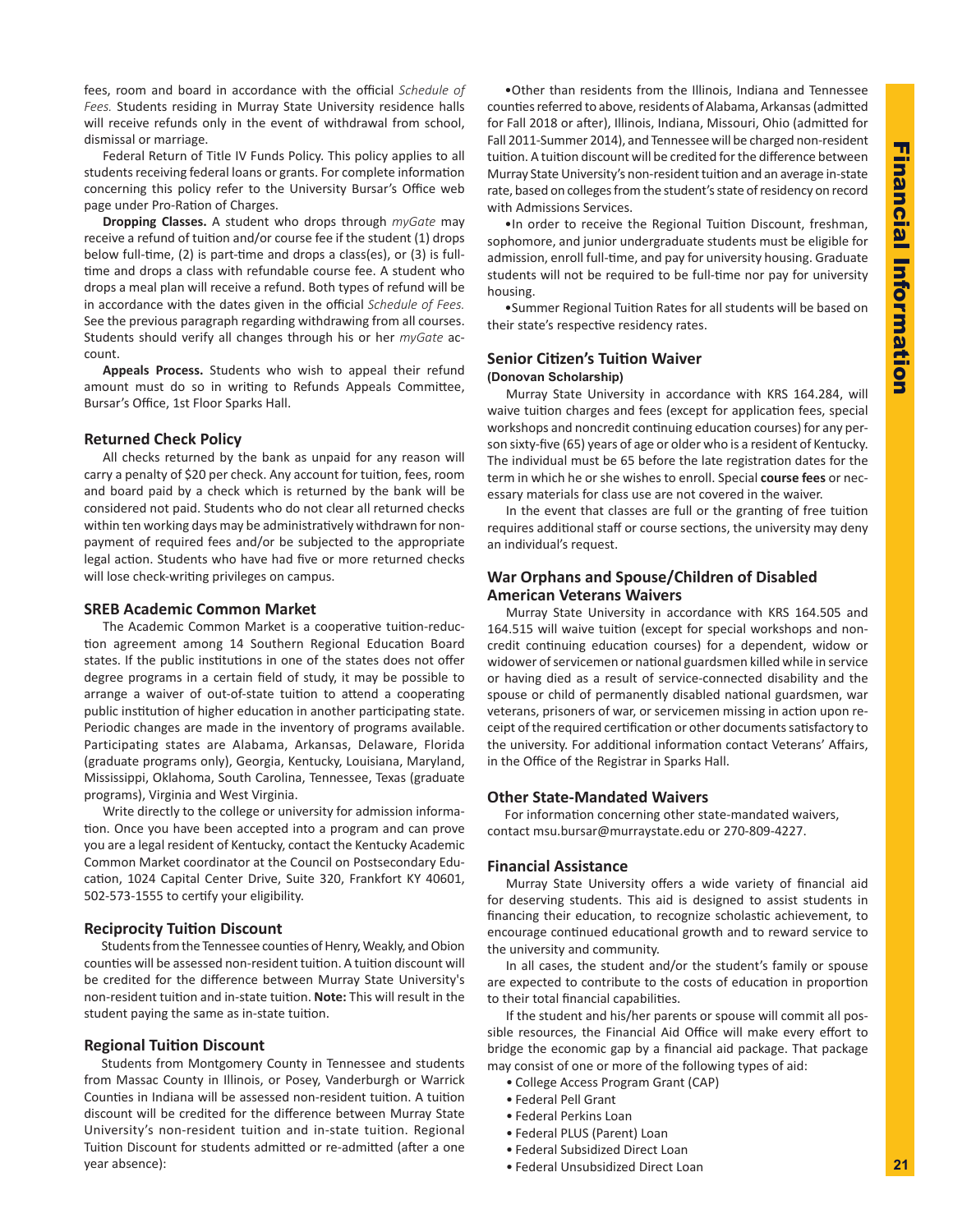fees, room and board in accordance with the official *Schedule of Fees.* Students residing in Murray State University residence halls will receive refunds only in the event of withdrawal from school, dismissal or marriage.

Federal Return of Title IV Funds Policy. This policy applies to all students receiving federal loans or grants. For complete information concerning this policy refer to the University Bursar's Office web page under Pro-Ration of Charges.

**Dropping Classes.** A student who drops through *myGate* may receive a refund of tuition and/or course fee if the student (1) drops below full-time, (2) is part-time and drops a class(es), or (3) is full-time and drops a class with refundable course fee. A student who drops a meal plan will receive a refund. Both types of refund will be in accordance with the dates given in the official *Schedule of Fees.* See the previous paragraph regarding withdrawing from all courses. Students should verify all changes through his or her *myGate* account.

**Appeals Process.** Students who wish to appeal their refund amount must do so in writing to Refunds Appeals Committee, Bursar's Office, 1st Floor Sparks Hall.

### Returned Check Policy

All checks returned by the bank as unpaid for any reason will carry a penalty of $20 per check. Any account for tuition, fees, room and board paid by a check which is returned by the bank will be considered not paid. Students who do not clear all returned checks within ten working days may be administratively withdrawn for non-payment of required fees and/or be subjected to the appropriate legal action. Students who have had five or more returned checks will lose check-writing privileges on campus.

### SREB Academic Common Market

The Academic Common Market is a cooperative tuition-reduction agreement among 14 Southern Regional Education Board states. If the public institutions in one of the states does not offer degree programs in a certain field of study, it may be possible to arrange a waiver of out-of-state tuition to attend a cooperating public institution of higher education in another participating state. Periodic changes are made in the inventory of programs available. Participating states are Alabama, Arkansas, Delaware, Florida (graduate programs only), Georgia, Kentucky, Louisiana, Maryland, Mississippi, Oklahoma, South Carolina, Tennessee, Texas (graduate programs), Virginia and West Virginia.

Write directly to the college or university for admission information. Once you have been accepted into a program and can prove you are a legal resident of Kentucky, contact the Kentucky Academic Common Market coordinator at the Council on Postsecondary Education, 1024 Capital Center Drive, Suite 320, Frankfort KY 40601, 502-573-1555 to certify your eligibility.

### Reciprocity Tuition Discount

Students from the Tennessee counties of Henry, Weakly, and Obion counties will be assessed non-resident tuition. A tuition discount will be credited for the difference between Murray State University's non-resident tuition and in-state tuition. **Note:** This will result in the student paying the same as in-state tuition.

### Regional Tuition Discount

Students from Montgomery County in Tennessee and students from Massac County in Illinois, or Posey, Vanderburgh or Warrick Counties in Indiana will be assessed non-resident tuition. A tuition discount will be credited for the difference between Murray State University's non-resident tuition and in-state tuition. Regional Tuition Discount for students admitted or re-admitted (after a one year absence):

- Other than residents from the Illinois, Indiana and Tennessee counties referred to above, residents of Alabama, Arkansas (admitted for Fall 2018 or after), Illinois, Indiana, Missouri, Ohio (admitted for Fall 2011-Summer 2014), and Tennessee will be charged non-resident tuition. A tuition discount will be credited for the difference between Murray State University's non-resident tuition and an average in-state rate, based on colleges from the student's state of residency on record with Admissions Services.
- In order to receive the Regional Tuition Discount, freshman, sophomore, and junior undergraduate students must be eligible for admission, enroll full-time, and pay for university housing. Graduate students will not be required to be full-time nor pay for university housing.
- Summer Regional Tuition Rates for all students will be based on their state's respective residency rates.

### Senior Citizen's Tuition Waiver

**(Donovan Scholarship)**

Murray State University in accordance with KRS 164.284, will waive tuition charges and fees (except for application fees, special workshops and noncredit continuing education courses) for any person sixty-five (65) years of age or older who is a resident of Kentucky. The individual must be 65 before the late registration dates for the term in which he or she wishes to enroll. Special **course fees** or necessary materials for class use are not covered in the waiver.

In the event that classes are full or the granting of free tuition requires additional staff or course sections, the university may deny an individual's request.

### War Orphans and Spouse/Children of Disabled American Veterans Waivers

Murray State University in accordance with KRS 164.505 and 164.515 will waive tuition (except for special workshops and non-credit continuing education courses) for a dependent, widow or widower of servicemen or national guardsmen killed while in service or having died as a result of service-connected disability and the spouse or child of permanently disabled national guardsmen, war veterans, prisoners of war, or servicemen missing in action upon receipt of the required certification or other documents satisfactory to the university. For additional information contact Veterans' Affairs, in the Office of the Registrar in Sparks Hall.

### Other State-Mandated Waivers

For information concerning other state-mandated waivers, contact msu.bursar@murraystate.edu or 270-809-4227.

### Financial Assistance

Murray State University offers a wide variety of financial aid for deserving students. This aid is designed to assist students in financing their education, to recognize scholastic achievement, to encourage continued educational growth and to reward service to the university and community.

In all cases, the student and/or the student's family or spouse are expected to contribute to the costs of education in proportion to their total financial capabilities.

If the student and his/her parents or spouse will commit all possible resources, the Financial Aid Office will make every effort to bridge the economic gap by a financial aid package. That package may consist of one or more of the following types of aid:

- College Access Program Grant (CAP)
- Federal Pell Grant
- Federal Perkins Loan
- Federal PLUS (Parent) Loan
- Federal Subsidized Direct Loan
- Federal Unsubsidized Direct Loan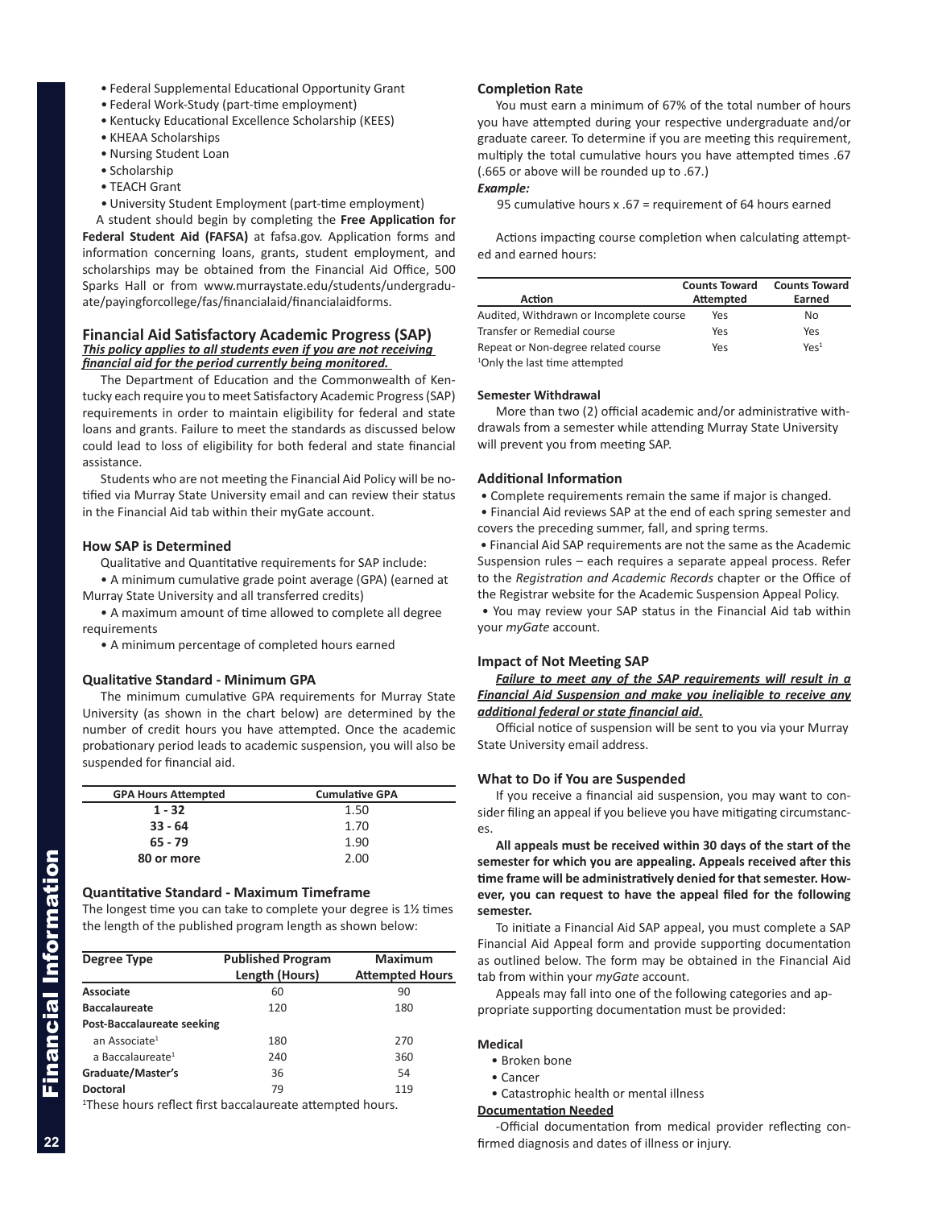- Federal Supplemental Educational Opportunity Grant
- Federal Work-Study (part-time employment)
- Kentucky Educational Excellence Scholarship (KEES)
- KHEAA Scholarships
- Nursing Student Loan
- Scholarship
- TEACH Grant
- University Student Employment (part-time employment)

A student should begin by completing the **Free Application for Federal Student Aid (FAFSA)** at fafsa.gov. Application forms and information concerning loans, grants, student employment, and scholarships may be obtained from the Financial Aid Office, 500 Sparks Hall or from www.murraystate.edu/students/undergraduate/payingforcollege/fas/financialaid/financialaidforms.

## Financial Aid Satisfactory Academic Progress (SAP)

***This policy applies to all students even if you are not receiving financial aid for the period currently being monitored.***

The Department of Education and the Commonwealth of Kentucky each require you to meet Satisfactory Academic Progress (SAP) requirements in order to maintain eligibility for federal and state loans and grants. Failure to meet the standards as discussed below could lead to loss of eligibility for both federal and state financial assistance.

Students who are not meeting the Financial Aid Policy will be notified via Murray State University email and can review their status in the Financial Aid tab within their myGate account.

### How SAP is Determined

Qualitative and Quantitative requirements for SAP include:

- A minimum cumulative grade point average (GPA) (earned at Murray State University and all transferred credits)
- A maximum amount of time allowed to complete all degree requirements
- A minimum percentage of completed hours earned

### Qualitative Standard - Minimum GPA

The minimum cumulative GPA requirements for Murray State University (as shown in the chart below) are determined by the number of credit hours you have attempted. Once the academic probationary period leads to academic suspension, you will also be suspended for financial aid.

| GPA Hours Attempted | Cumulative GPA |
|---|---|
| **1 - 32** | 1.50 |
| **33 - 64** | 1.70 |
| **65 - 79** | 1.90 |
| **80 or more** | 2.00 |

### Quantitative Standard - Maximum Timeframe

The longest time you can take to complete your degree is 1½ times the length of the published program length as shown below:

| Degree Type | Published Program Length (Hours) | Maximum Attempted Hours |
|---|---|---|
| **Associate** | 60 | 90 |
| **Baccalaureate** | 120 | 180 |
| **Post-Baccalaureate seeking** | | |
| an Associate[1] | 180 | 270 |
| a Baccalaureate[1] | 240 | 360 |
| **Graduate/Master's** | 36 | 54 |
| **Doctoral** | 79 | 119 |

[1]These hours reflect first baccalaureate attempted hours.

### Completion Rate

You must earn a minimum of 67% of the total number of hours you have attempted during your respective undergraduate and/or graduate career. To determine if you are meeting this requirement, multiply the total cumulative hours you have attempted times .67 (.665 or above will be rounded up to .67.)

***Example:***

95 cumulative hours x .67 = requirement of 64 hours earned

Actions impacting course completion when calculating attempted and earned hours:

| Action | Counts Toward Attempted | Counts Toward Earned |
|---|---|---|
| Audited, Withdrawn or Incomplete course | Yes | No |
| Transfer or Remedial course | Yes | Yes |
| Repeat or Non-degree related course | Yes | Yes[1] |

[1]Only the last time attempted

#### Semester Withdrawal

More than two (2) official academic and/or administrative withdrawals from a semester while attending Murray State University will prevent you from meeting SAP.

### Additional Information

- Complete requirements remain the same if major is changed.
- Financial Aid reviews SAP at the end of each spring semester and covers the preceding summer, fall, and spring terms.
- Financial Aid SAP requirements are not the same as the Academic Suspension rules – each requires a separate appeal process. Refer to the *Registration and Academic Records* chapter or the Office of the Registrar website for the Academic Suspension Appeal Policy.
- You may review your SAP status in the Financial Aid tab within your *myGate* account.

### Impact of Not Meeting SAP

***Failure to meet any of the SAP requirements will result in a Financial Aid Suspension and make you ineligible to receive any additional federal or state financial aid.***

Official notice of suspension will be sent to you via your Murray State University email address.

### What to Do if You are Suspended

If you receive a financial aid suspension, you may want to consider filing an appeal if you believe you have mitigating circumstances.

**All appeals must be received within 30 days of the start of the semester for which you are appealing. Appeals received after this time frame will be administratively denied for that semester. However, you can request to have the appeal filed for the following semester.**

To initiate a Financial Aid SAP appeal, you must complete a SAP Financial Aid Appeal form and provide supporting documentation as outlined below. The form may be obtained in the Financial Aid tab from within your *myGate* account.

Appeals may fall into one of the following categories and appropriate supporting documentation must be provided:

#### Medical

- Broken bone
- Cancer
- Catastrophic health or mental illness

**Documentation Needed**

-Official documentation from medical provider reflecting confirmed diagnosis and dates of illness or injury.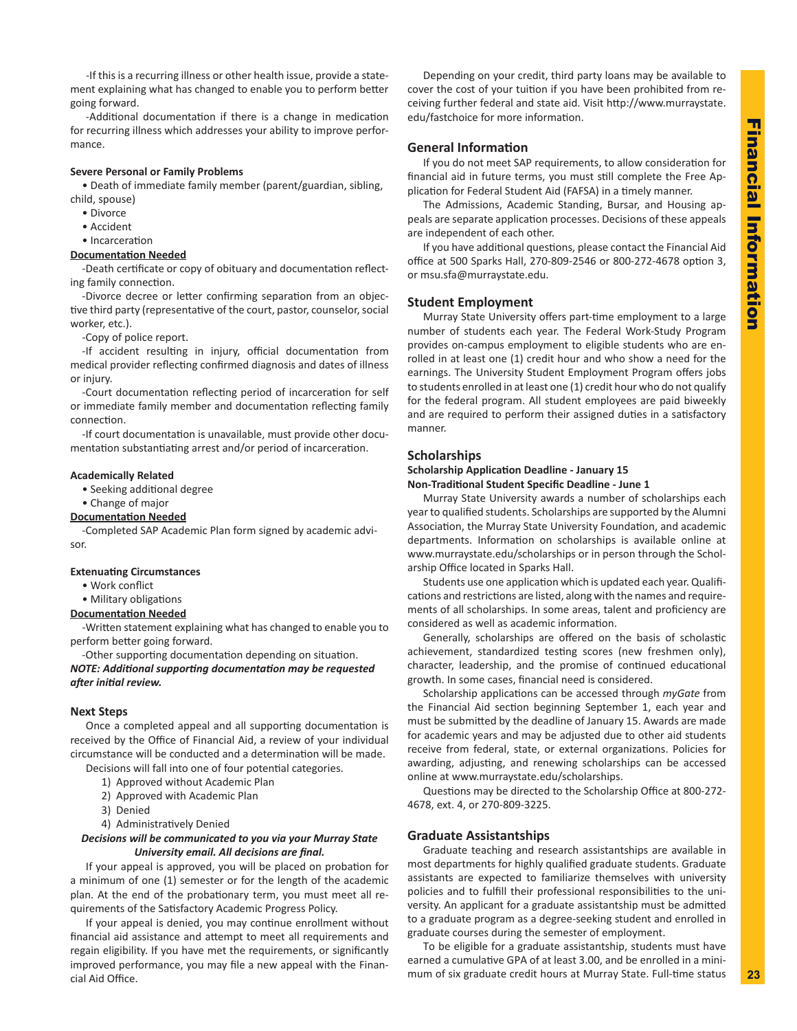-If this is a recurring illness or other health issue, provide a statement explaining what has changed to enable you to perform better going forward.

-Additional documentation if there is a change in medication for recurring illness which addresses your ability to improve performance.

**Severe Personal or Family Problems**

- Death of immediate family member (parent/guardian, sibling, child, spouse)
- Divorce
- Accident
- Incarceration

**Documentation Needed**

-Death certificate or copy of obituary and documentation reflecting family connection.

-Divorce decree or letter confirming separation from an objective third party (representative of the court, pastor, counselor, social worker, etc.).

-Copy of police report.

-If accident resulting in injury, official documentation from medical provider reflecting confirmed diagnosis and dates of illness or injury.

-Court documentation reflecting period of incarceration for self or immediate family member and documentation reflecting family connection.

-If court documentation is unavailable, must provide other documentation substantiating arrest and/or period of incarceration.

**Academically Related**

- Seeking additional degree
- Change of major

**Documentation Needed**

-Completed SAP Academic Plan form signed by academic advisor.

**Extenuating Circumstances**

- Work conflict
- Military obligations

**Documentation Needed**

-Written statement explaining what has changed to enable you to perform better going forward.

-Other supporting documentation depending on situation.

***NOTE: Additional supporting documentation may be requested after initial review.***

## Next Steps

Once a completed appeal and all supporting documentation is received by the Office of Financial Aid, a review of your individual circumstance will be conducted and a determination will be made.

Decisions will fall into one of four potential categories.

1) Approved without Academic Plan
2) Approved with Academic Plan
3) Denied
4) Administratively Denied

***Decisions will be communicated to you via your Murray State University email. All decisions are final.***

If your appeal is approved, you will be placed on probation for a minimum of one (1) semester or for the length of the academic plan. At the end of the probationary term, you must meet all requirements of the Satisfactory Academic Progress Policy.

If your appeal is denied, you may continue enrollment without financial aid assistance and attempt to meet all requirements and regain eligibility. If you have met the requirements, or significantly improved performance, you may file a new appeal with the Financial Aid Office.

Depending on your credit, third party loans may be available to cover the cost of your tuition if you have been prohibited from receiving further federal and state aid. Visit http://www.murraystate.edu/fastchoice for more information.

## General Information

If you do not meet SAP requirements, to allow consideration for financial aid in future terms, you must still complete the Free Application for Federal Student Aid (FAFSA) in a timely manner.

The Admissions, Academic Standing, Bursar, and Housing appeals are separate application processes. Decisions of these appeals are independent of each other.

If you have additional questions, please contact the Financial Aid office at 500 Sparks Hall, 270-809-2546 or 800-272-4678 option 3, or msu.sfa@murraystate.edu.

## Student Employment

Murray State University offers part-time employment to a large number of students each year. The Federal Work-Study Program provides on-campus employment to eligible students who are enrolled in at least one (1) credit hour and who show a need for the earnings. The University Student Employment Program offers jobs to students enrolled in at least one (1) credit hour who do not qualify for the federal program. All student employees are paid biweekly and are required to perform their assigned duties in a satisfactory manner.

## Scholarships

**Scholarship Application Deadline - January 15**
**Non-Traditional Student Specific Deadline - June 1**

Murray State University awards a number of scholarships each year to qualified students. Scholarships are supported by the Alumni Association, the Murray State University Foundation, and academic departments. Information on scholarships is available online at www.murraystate.edu/scholarships or in person through the Scholarship Office located in Sparks Hall.

Students use one application which is updated each year. Qualifications and restrictions are listed, along with the names and requirements of all scholarships. In some areas, talent and proficiency are considered as well as academic information.

Generally, scholarships are offered on the basis of scholastic achievement, standardized testing scores (new freshmen only), character, leadership, and the promise of continued educational growth. In some cases, financial need is considered.

Scholarship applications can be accessed through *myGate* from the Financial Aid section beginning September 1, each year and must be submitted by the deadline of January 15. Awards are made for academic years and may be adjusted due to other aid students receive from federal, state, or external organizations. Policies for awarding, adjusting, and renewing scholarships can be accessed online at www.murraystate.edu/scholarships.

Questions may be directed to the Scholarship Office at 800-272-4678, ext. 4, or 270-809-3225.

## Graduate Assistantships

Graduate teaching and research assistantships are available in most departments for highly qualified graduate students. Graduate assistants are expected to familiarize themselves with university policies and to fulfill their professional responsibilities to the university. An applicant for a graduate assistantship must be admitted to a graduate program as a degree-seeking student and enrolled in graduate courses during the semester of employment.

To be eligible for a graduate assistantship, students must have earned a cumulative GPA of at least 3.00, and be enrolled in a minimum of six graduate credit hours at Murray State. Full-time status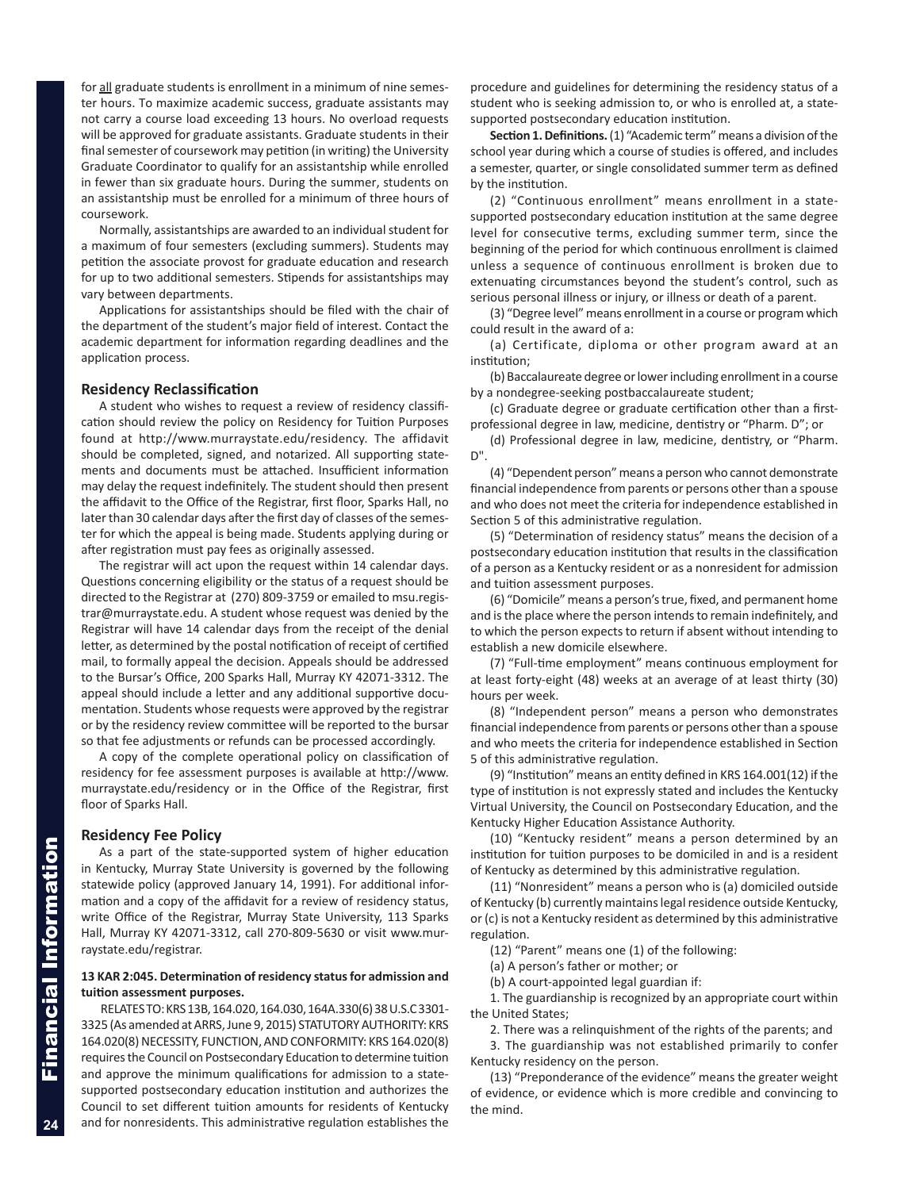for <u>all</u> graduate students is enrollment in a minimum of nine semester hours. To maximize academic success, graduate assistants may not carry a course load exceeding 13 hours. No overload requests will be approved for graduate assistants. Graduate students in their final semester of coursework may petition (in writing) the University Graduate Coordinator to qualify for an assistantship while enrolled in fewer than six graduate hours. During the summer, students on an assistantship must be enrolled for a minimum of three hours of coursework.

Normally, assistantships are awarded to an individual student for a maximum of four semesters (excluding summers). Students may petition the associate provost for graduate education and research for up to two additional semesters. Stipends for assistantships may vary between departments.

Applications for assistantships should be filed with the chair of the department of the student's major field of interest. Contact the academic department for information regarding deadlines and the application process.

### Residency Reclassification

A student who wishes to request a review of residency classification should review the policy on Residency for Tuition Purposes found at http://www.murraystate.edu/residency. The affidavit should be completed, signed, and notarized. All supporting statements and documents must be attached. Insufficient information may delay the request indefinitely. The student should then present the affidavit to the Office of the Registrar, first floor, Sparks Hall, no later than 30 calendar days after the first day of classes of the semester for which the appeal is being made. Students applying during or after registration must pay fees as originally assessed.

The registrar will act upon the request within 14 calendar days. Questions concerning eligibility or the status of a request should be directed to the Registrar at (270) 809-3759 or emailed to msu.registrar@murraystate.edu. A student whose request was denied by the Registrar will have 14 calendar days from the receipt of the denial letter, as determined by the postal notification of receipt of certified mail, to formally appeal the decision. Appeals should be addressed to the Bursar's Office, 200 Sparks Hall, Murray KY 42071-3312. The appeal should include a letter and any additional supportive documentation. Students whose requests were approved by the registrar or by the residency review committee will be reported to the bursar so that fee adjustments or refunds can be processed accordingly.

A copy of the complete operational policy on classification of residency for fee assessment purposes is available at http://www.murraystate.edu/residency or in the Office of the Registrar, first floor of Sparks Hall.

### Residency Fee Policy

As a part of the state-supported system of higher education in Kentucky, Murray State University is governed by the following statewide policy (approved January 14, 1991). For additional information and a copy of the affidavit for a review of residency status, write Office of the Registrar, Murray State University, 113 Sparks Hall, Murray KY 42071-3312, call 270-809-5630 or visit www.murraystate.edu/registrar.

#### 13 KAR 2:045. Determination of residency status for admission and tuition assessment purposes.

RELATES TO: KRS 13B, 164.020, 164.030, 164A.330(6) 38 U.S.C 3301-3325 (As amended at ARRS, June 9, 2015) STATUTORY AUTHORITY: KRS 164.020(8) NECESSITY, FUNCTION, AND CONFORMITY: KRS 164.020(8) requires the Council on Postsecondary Education to determine tuition and approve the minimum qualifications for admission to a state-supported postsecondary education institution and authorizes the Council to set different tuition amounts for residents of Kentucky and for nonresidents. This administrative regulation establishes the procedure and guidelines for determining the residency status of a student who is seeking admission to, or who is enrolled at, a state-supported postsecondary education institution.

**Section 1. Definitions.** (1) "Academic term" means a division of the school year during which a course of studies is offered, and includes a semester, quarter, or single consolidated summer term as defined by the institution.

(2) "Continuous enrollment" means enrollment in a state-supported postsecondary education institution at the same degree level for consecutive terms, excluding summer term, since the beginning of the period for which continuous enrollment is claimed unless a sequence of continuous enrollment is broken due to extenuating circumstances beyond the student's control, such as serious personal illness or injury, or illness or death of a parent.

(3) "Degree level" means enrollment in a course or program which could result in the award of a:

(a) Certificate, diploma or other program award at an institution;

(b) Baccalaureate degree or lower including enrollment in a course by a nondegree-seeking postbaccalaureate student;

(c) Graduate degree or graduate certification other than a first-professional degree in law, medicine, dentistry or "Pharm. D"; or

(d) Professional degree in law, medicine, dentistry, or "Pharm. D".

(4) "Dependent person" means a person who cannot demonstrate financial independence from parents or persons other than a spouse and who does not meet the criteria for independence established in Section 5 of this administrative regulation.

(5) "Determination of residency status" means the decision of a postsecondary education institution that results in the classification of a person as a Kentucky resident or as a nonresident for admission and tuition assessment purposes.

(6) "Domicile" means a person's true, fixed, and permanent home and is the place where the person intends to remain indefinitely, and to which the person expects to return if absent without intending to establish a new domicile elsewhere.

(7) "Full-time employment" means continuous employment for at least forty-eight (48) weeks at an average of at least thirty (30) hours per week.

(8) "Independent person" means a person who demonstrates financial independence from parents or persons other than a spouse and who meets the criteria for independence established in Section 5 of this administrative regulation.

(9) "Institution" means an entity defined in KRS 164.001(12) if the type of institution is not expressly stated and includes the Kentucky Virtual University, the Council on Postsecondary Education, and the Kentucky Higher Education Assistance Authority.

(10) "Kentucky resident" means a person determined by an institution for tuition purposes to be domiciled in and is a resident of Kentucky as determined by this administrative regulation.

(11) "Nonresident" means a person who is (a) domiciled outside of Kentucky (b) currently maintains legal residence outside Kentucky, or (c) is not a Kentucky resident as determined by this administrative regulation.

(12) "Parent" means one (1) of the following:

(a) A person's father or mother; or

(b) A court-appointed legal guardian if:

1. The guardianship is recognized by an appropriate court within the United States;

2. There was a relinquishment of the rights of the parents; and

3. The guardianship was not established primarily to confer Kentucky residency on the person.

(13) "Preponderance of the evidence" means the greater weight of evidence, or evidence which is more credible and convincing to the mind.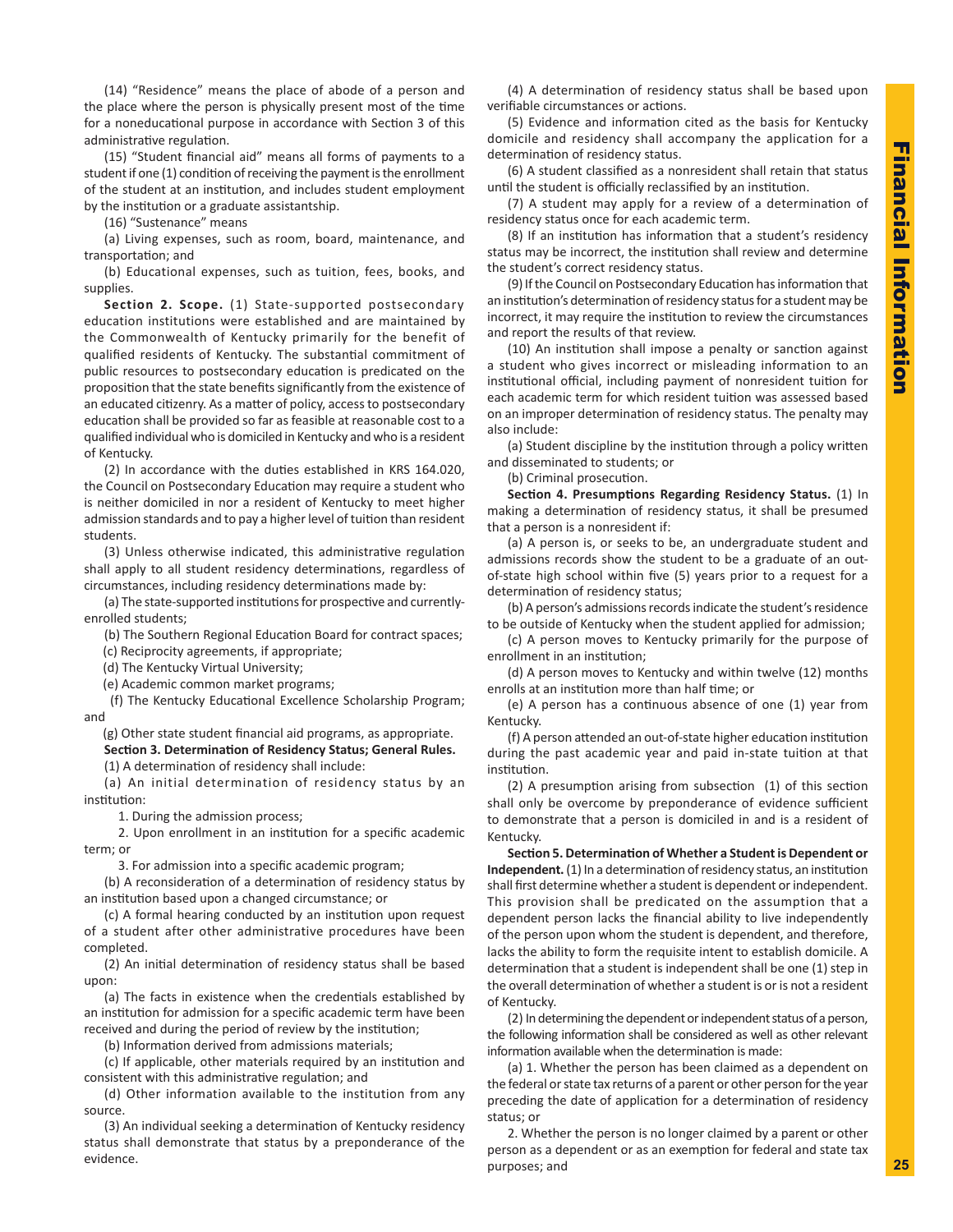(14) "Residence" means the place of abode of a person and the place where the person is physically present most of the time for a noneducational purpose in accordance with Section 3 of this administrative regulation.

(15) "Student financial aid" means all forms of payments to a student if one (1) condition of receiving the payment is the enrollment of the student at an institution, and includes student employment by the institution or a graduate assistantship.

(16) "Sustenance" means

(a) Living expenses, such as room, board, maintenance, and transportation; and

(b) Educational expenses, such as tuition, fees, books, and supplies.

**Section 2. Scope.** (1) State-supported postsecondary education institutions were established and are maintained by the Commonwealth of Kentucky primarily for the benefit of qualified residents of Kentucky. The substantial commitment of public resources to postsecondary education is predicated on the proposition that the state benefits significantly from the existence of an educated citizenry. As a matter of policy, access to postsecondary education shall be provided so far as feasible at reasonable cost to a qualified individual who is domiciled in Kentucky and who is a resident of Kentucky.

(2) In accordance with the duties established in KRS 164.020, the Council on Postsecondary Education may require a student who is neither domiciled in nor a resident of Kentucky to meet higher admission standards and to pay a higher level of tuition than resident students.

(3) Unless otherwise indicated, this administrative regulation shall apply to all student residency determinations, regardless of circumstances, including residency determinations made by:

(a) The state-supported institutions for prospective and currently-enrolled students;

(b) The Southern Regional Education Board for contract spaces;

(c) Reciprocity agreements, if appropriate;

(d) The Kentucky Virtual University;

(e) Academic common market programs;

(f) The Kentucky Educational Excellence Scholarship Program; and

(g) Other state student financial aid programs, as appropriate.

**Section 3. Determination of Residency Status; General Rules.**

(1) A determination of residency shall include:

(a) An initial determination of residency status by an institution:

1. During the admission process;

2. Upon enrollment in an institution for a specific academic term; or

3. For admission into a specific academic program;

(b) A reconsideration of a determination of residency status by an institution based upon a changed circumstance; or

(c) A formal hearing conducted by an institution upon request of a student after other administrative procedures have been completed.

(2) An initial determination of residency status shall be based upon:

(a) The facts in existence when the credentials established by an institution for admission for a specific academic term have been received and during the period of review by the institution;

(b) Information derived from admissions materials;

(c) If applicable, other materials required by an institution and consistent with this administrative regulation; and

(d) Other information available to the institution from any source.

(3) An individual seeking a determination of Kentucky residency status shall demonstrate that status by a preponderance of the evidence.

(4) A determination of residency status shall be based upon verifiable circumstances or actions.

(5) Evidence and information cited as the basis for Kentucky domicile and residency shall accompany the application for a determination of residency status.

(6) A student classified as a nonresident shall retain that status until the student is officially reclassified by an institution.

(7) A student may apply for a review of a determination of residency status once for each academic term.

(8) If an institution has information that a student's residency status may be incorrect, the institution shall review and determine the student's correct residency status.

(9) If the Council on Postsecondary Education has information that an institution's determination of residency status for a student may be incorrect, it may require the institution to review the circumstances and report the results of that review.

(10) An institution shall impose a penalty or sanction against a student who gives incorrect or misleading information to an institutional official, including payment of nonresident tuition for each academic term for which resident tuition was assessed based on an improper determination of residency status. The penalty may also include:

(a) Student discipline by the institution through a policy written and disseminated to students; or

(b) Criminal prosecution.

**Section 4. Presumptions Regarding Residency Status.** (1) In making a determination of residency status, it shall be presumed that a person is a nonresident if:

(a) A person is, or seeks to be, an undergraduate student and admissions records show the student to be a graduate of an out-of-state high school within five (5) years prior to a request for a determination of residency status;

(b) A person's admissions records indicate the student's residence to be outside of Kentucky when the student applied for admission;

(c) A person moves to Kentucky primarily for the purpose of enrollment in an institution;

(d) A person moves to Kentucky and within twelve (12) months enrolls at an institution more than half time; or

(e) A person has a continuous absence of one (1) year from Kentucky.

(f) A person attended an out-of-state higher education institution during the past academic year and paid in-state tuition at that institution.

(2) A presumption arising from subsection (1) of this section shall only be overcome by preponderance of evidence sufficient to demonstrate that a person is domiciled in and is a resident of Kentucky.

**Section 5. Determination of Whether a Student is Dependent or Independent.** (1) In a determination of residency status, an institution shall first determine whether a student is dependent or independent. This provision shall be predicated on the assumption that a dependent person lacks the financial ability to live independently of the person upon whom the student is dependent, and therefore, lacks the ability to form the requisite intent to establish domicile. A determination that a student is independent shall be one (1) step in the overall determination of whether a student is or is not a resident of Kentucky.

(2) In determining the dependent or independent status of a person, the following information shall be considered as well as other relevant information available when the determination is made:

(a) 1. Whether the person has been claimed as a dependent on the federal or state tax returns of a parent or other person for the year preceding the date of application for a determination of residency status; or

2. Whether the person is no longer claimed by a parent or other person as a dependent or as an exemption for federal and state tax purposes; and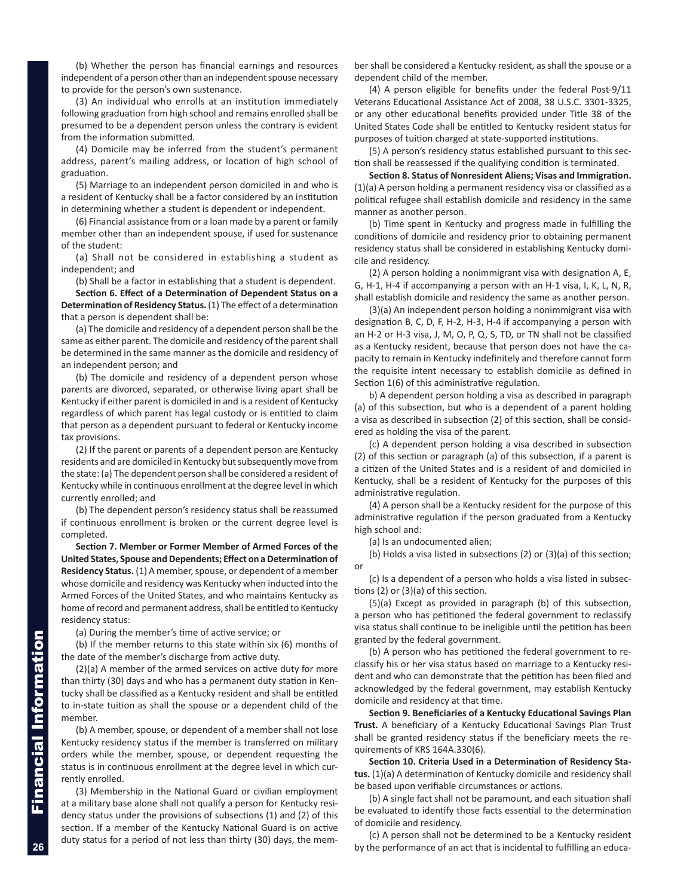(b) Whether the person has financial earnings and resources independent of a person other than an independent spouse necessary to provide for the person's own sustenance.

(3) An individual who enrolls at an institution immediately following graduation from high school and remains enrolled shall be presumed to be a dependent person unless the contrary is evident from the information submitted.

(4) Domicile may be inferred from the student's permanent address, parent's mailing address, or location of high school of graduation.

(5) Marriage to an independent person domiciled in and who is a resident of Kentucky shall be a factor considered by an institution in determining whether a student is dependent or independent.

(6) Financial assistance from or a loan made by a parent or family member other than an independent spouse, if used for sustenance of the student:

(a) Shall not be considered in establishing a student as independent; and

(b) Shall be a factor in establishing that a student is dependent.

**Section 6. Effect of a Determination of Dependent Status on a Determination of Residency Status.** (1) The effect of a determination that a person is dependent shall be:

(a) The domicile and residency of a dependent person shall be the same as either parent. The domicile and residency of the parent shall be determined in the same manner as the domicile and residency of an independent person; and

(b) The domicile and residency of a dependent person whose parents are divorced, separated, or otherwise living apart shall be Kentucky if either parent is domiciled in and is a resident of Kentucky regardless of which parent has legal custody or is entitled to claim that person as a dependent pursuant to federal or Kentucky income tax provisions.

(2) If the parent or parents of a dependent person are Kentucky residents and are domiciled in Kentucky but subsequently move from the state: (a) The dependent person shall be considered a resident of Kentucky while in continuous enrollment at the degree level in which currently enrolled; and

(b) The dependent person's residency status shall be reassumed if continuous enrollment is broken or the current degree level is completed.

**Section 7. Member or Former Member of Armed Forces of the United States, Spouse and Dependents; Effect on a Determination of Residency Status.** (1) A member, spouse, or dependent of a member whose domicile and residency was Kentucky when inducted into the Armed Forces of the United States, and who maintains Kentucky as home of record and permanent address, shall be entitled to Kentucky residency status:

(a) During the member's time of active service; or

(b) If the member returns to this state within six (6) months of the date of the member's discharge from active duty.

(2)(a) A member of the armed services on active duty for more than thirty (30) days and who has a permanent duty station in Kentucky shall be classified as a Kentucky resident and shall be entitled to in-state tuition as shall the spouse or a dependent child of the member.

(b) A member, spouse, or dependent of a member shall not lose Kentucky residency status if the member is transferred on military orders while the member, spouse, or dependent requesting the status is in continuous enrollment at the degree level in which currently enrolled.

(3) Membership in the National Guard or civilian employment at a military base alone shall not qualify a person for Kentucky residency status under the provisions of subsections (1) and (2) of this section. If a member of the Kentucky National Guard is on active duty status for a period of not less than thirty (30) days, the member shall be considered a Kentucky resident, as shall the spouse or a dependent child of the member.

(4) A person eligible for benefits under the federal Post-9/11 Veterans Educational Assistance Act of 2008, 38 U.S.C. 3301-3325, or any other educational benefits provided under Title 38 of the United States Code shall be entitled to Kentucky resident status for purposes of tuition charged at state-supported institutions.

(5) A person's residency status established pursuant to this section shall be reassessed if the qualifying condition is terminated.

**Section 8. Status of Nonresident Aliens; Visas and Immigration.** (1)(a) A person holding a permanent residency visa or classified as a political refugee shall establish domicile and residency in the same manner as another person.

(b) Time spent in Kentucky and progress made in fulfilling the conditions of domicile and residency prior to obtaining permanent residency status shall be considered in establishing Kentucky domicile and residency.

(2) A person holding a nonimmigrant visa with designation A, E, G, H-1, H-4 if accompanying a person with an H-1 visa, I, K, L, N, R, shall establish domicile and residency the same as another person.

(3)(a) An independent person holding a nonimmigrant visa with designation B, C, D, F, H-2, H-3, H-4 if accompanying a person with an H-2 or H-3 visa, J, M, O, P, Q, S, TD, or TN shall not be classified as a Kentucky resident, because that person does not have the capacity to remain in Kentucky indefinitely and therefore cannot form the requisite intent necessary to establish domicile as defined in Section 1(6) of this administrative regulation.

b) A dependent person holding a visa as described in paragraph (a) of this subsection, but who is a dependent of a parent holding a visa as described in subsection (2) of this section, shall be considered as holding the visa of the parent.

(c) A dependent person holding a visa described in subsection (2) of this section or paragraph (a) of this subsection, if a parent is a citizen of the United States and is a resident of and domiciled in Kentucky, shall be a resident of Kentucky for the purposes of this administrative regulation.

(4) A person shall be a Kentucky resident for the purpose of this administrative regulation if the person graduated from a Kentucky high school and:

(a) Is an undocumented alien;

(b) Holds a visa listed in subsections (2) or (3)(a) of this section; or

(c) Is a dependent of a person who holds a visa listed in subsections (2) or (3)(a) of this section.

(5)(a) Except as provided in paragraph (b) of this subsection, a person who has petitioned the federal government to reclassify visa status shall continue to be ineligible until the petition has been granted by the federal government.

(b) A person who has petitioned the federal government to reclassify his or her visa status based on marriage to a Kentucky resident and who can demonstrate that the petition has been filed and acknowledged by the federal government, may establish Kentucky domicile and residency at that time.

**Section 9. Beneficiaries of a Kentucky Educational Savings Plan Trust.** A beneficiary of a Kentucky Educational Savings Plan Trust shall be granted residency status if the beneficiary meets the requirements of KRS 164A.330(6).

**Section 10. Criteria Used in a Determination of Residency Status.** (1)(a) A determination of Kentucky domicile and residency shall be based upon verifiable circumstances or actions.

(b) A single fact shall not be paramount, and each situation shall be evaluated to identify those facts essential to the determination of domicile and residency.

(c) A person shall not be determined to be a Kentucky resident by the performance of an act that is incidental to fulfilling an educa-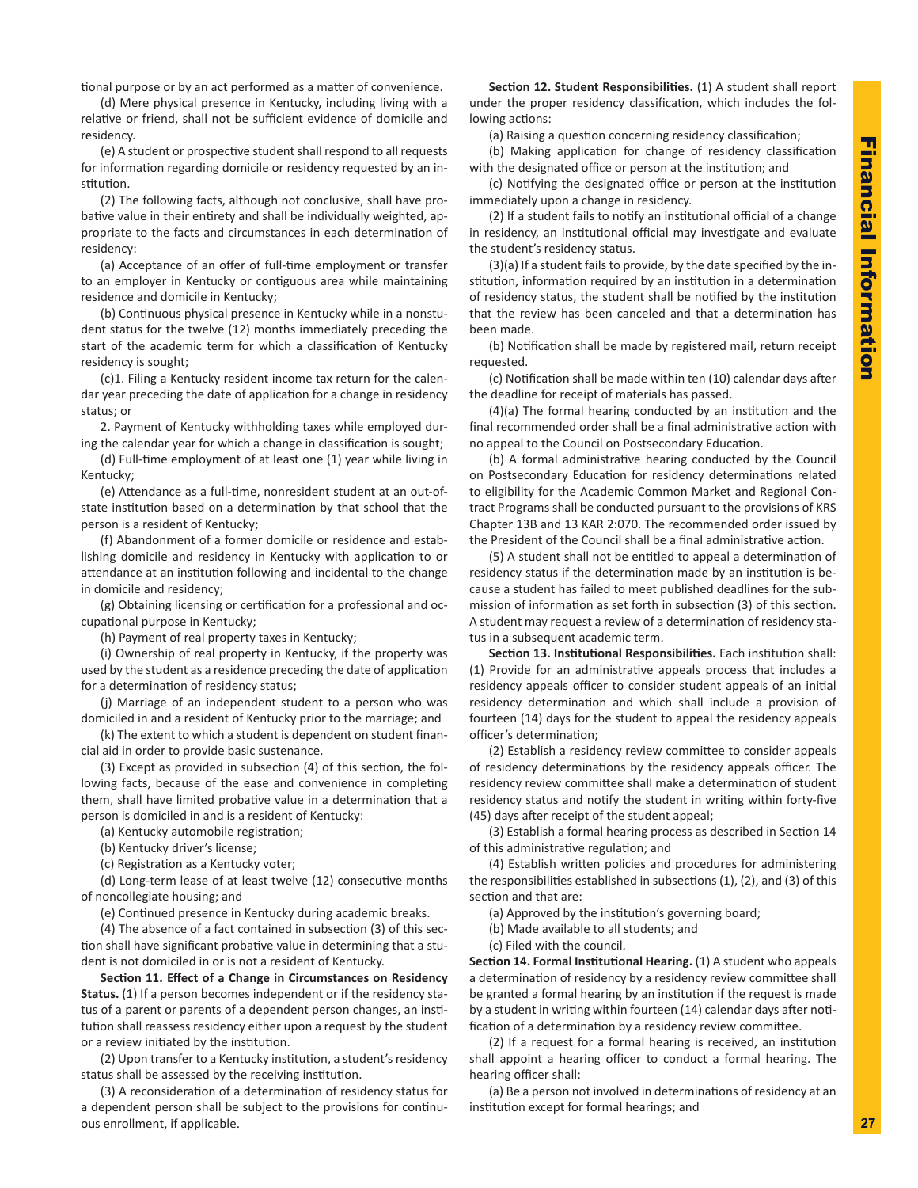tional purpose or by an act performed as a matter of convenience.

(d) Mere physical presence in Kentucky, including living with a relative or friend, shall not be sufficient evidence of domicile and residency.

(e) A student or prospective student shall respond to all requests for information regarding domicile or residency requested by an institution.

(2) The following facts, although not conclusive, shall have probative value in their entirety and shall be individually weighted, appropriate to the facts and circumstances in each determination of residency:

(a) Acceptance of an offer of full-time employment or transfer to an employer in Kentucky or contiguous area while maintaining residence and domicile in Kentucky;

(b) Continuous physical presence in Kentucky while in a nonstudent status for the twelve (12) months immediately preceding the start of the academic term for which a classification of Kentucky residency is sought;

(c)1. Filing a Kentucky resident income tax return for the calendar year preceding the date of application for a change in residency status; or

2. Payment of Kentucky withholding taxes while employed during the calendar year for which a change in classification is sought;

(d) Full-time employment of at least one (1) year while living in Kentucky;

(e) Attendance as a full-time, nonresident student at an out-of-state institution based on a determination by that school that the person is a resident of Kentucky;

(f) Abandonment of a former domicile or residence and establishing domicile and residency in Kentucky with application to or attendance at an institution following and incidental to the change in domicile and residency;

(g) Obtaining licensing or certification for a professional and occupational purpose in Kentucky;

(h) Payment of real property taxes in Kentucky;

(i) Ownership of real property in Kentucky, if the property was used by the student as a residence preceding the date of application for a determination of residency status;

(j) Marriage of an independent student to a person who was domiciled in and a resident of Kentucky prior to the marriage; and

(k) The extent to which a student is dependent on student financial aid in order to provide basic sustenance.

(3) Except as provided in subsection (4) of this section, the following facts, because of the ease and convenience in completing them, shall have limited probative value in a determination that a person is domiciled in and is a resident of Kentucky:

(a) Kentucky automobile registration;

(b) Kentucky driver's license;

(c) Registration as a Kentucky voter;

(d) Long-term lease of at least twelve (12) consecutive months of noncollegiate housing; and

(e) Continued presence in Kentucky during academic breaks.

(4) The absence of a fact contained in subsection (3) of this section shall have significant probative value in determining that a student is not domiciled in or is not a resident of Kentucky.

**Section 11. Effect of a Change in Circumstances on Residency Status.** (1) If a person becomes independent or if the residency status of a parent or parents of a dependent person changes, an institution shall reassess residency either upon a request by the student or a review initiated by the institution.

(2) Upon transfer to a Kentucky institution, a student's residency status shall be assessed by the receiving institution.

(3) A reconsideration of a determination of residency status for a dependent person shall be subject to the provisions for continuous enrollment, if applicable.

**Section 12. Student Responsibilities.** (1) A student shall report under the proper residency classification, which includes the following actions:

(a) Raising a question concerning residency classification;

(b) Making application for change of residency classification with the designated office or person at the institution; and

(c) Notifying the designated office or person at the institution immediately upon a change in residency.

(2) If a student fails to notify an institutional official of a change in residency, an institutional official may investigate and evaluate the student's residency status.

(3)(a) If a student fails to provide, by the date specified by the institution, information required by an institution in a determination of residency status, the student shall be notified by the institution that the review has been canceled and that a determination has been made.

(b) Notification shall be made by registered mail, return receipt requested.

(c) Notification shall be made within ten (10) calendar days after the deadline for receipt of materials has passed.

(4)(a) The formal hearing conducted by an institution and the final recommended order shall be a final administrative action with no appeal to the Council on Postsecondary Education.

(b) A formal administrative hearing conducted by the Council on Postsecondary Education for residency determinations related to eligibility for the Academic Common Market and Regional Contract Programs shall be conducted pursuant to the provisions of KRS Chapter 13B and 13 KAR 2:070. The recommended order issued by the President of the Council shall be a final administrative action.

(5) A student shall not be entitled to appeal a determination of residency status if the determination made by an institution is because a student has failed to meet published deadlines for the submission of information as set forth in subsection (3) of this section. A student may request a review of a determination of residency status in a subsequent academic term.

**Section 13. Institutional Responsibilities.** Each institution shall: (1) Provide for an administrative appeals process that includes a residency appeals officer to consider student appeals of an initial residency determination and which shall include a provision of fourteen (14) days for the student to appeal the residency appeals officer's determination;

(2) Establish a residency review committee to consider appeals of residency determinations by the residency appeals officer. The residency review committee shall make a determination of student residency status and notify the student in writing within forty-five (45) days after receipt of the student appeal;

(3) Establish a formal hearing process as described in Section 14 of this administrative regulation; and

(4) Establish written policies and procedures for administering the responsibilities established in subsections (1), (2), and (3) of this section and that are:

(a) Approved by the institution's governing board;

(b) Made available to all students; and

(c) Filed with the council.

**Section 14. Formal Institutional Hearing.** (1) A student who appeals a determination of residency by a residency review committee shall be granted a formal hearing by an institution if the request is made by a student in writing within fourteen (14) calendar days after notification of a determination by a residency review committee.

(2) If a request for a formal hearing is received, an institution shall appoint a hearing officer to conduct a formal hearing. The hearing officer shall:

(a) Be a person not involved in determinations of residency at an institution except for formal hearings; and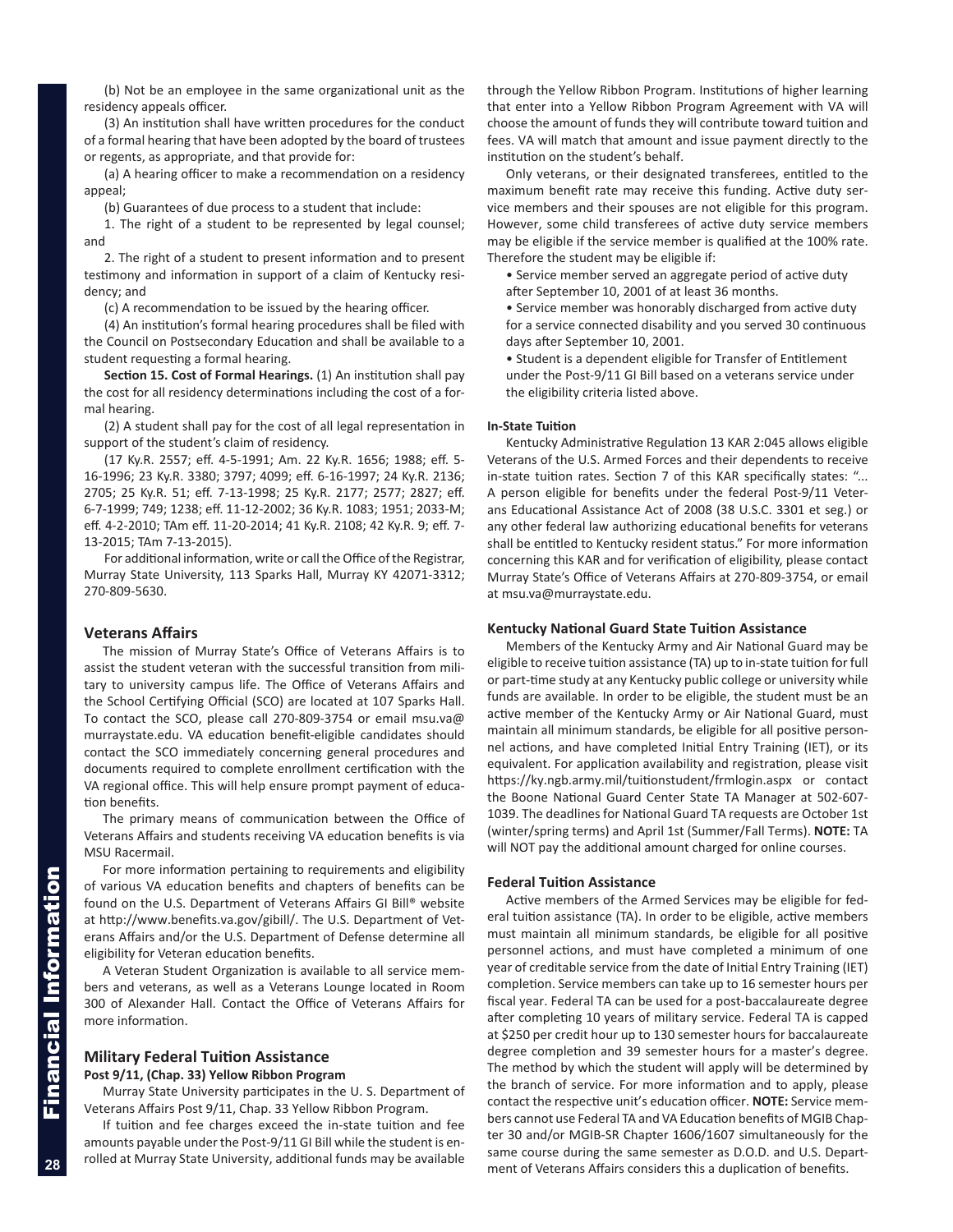(b) Not be an employee in the same organizational unit as the residency appeals officer.

(3) An institution shall have written procedures for the conduct of a formal hearing that have been adopted by the board of trustees or regents, as appropriate, and that provide for:

(a) A hearing officer to make a recommendation on a residency appeal;

(b) Guarantees of due process to a student that include:

1. The right of a student to be represented by legal counsel; and

2. The right of a student to present information and to present testimony and information in support of a claim of Kentucky residency; and

(c) A recommendation to be issued by the hearing officer.

(4) An institution's formal hearing procedures shall be filed with the Council on Postsecondary Education and shall be available to a student requesting a formal hearing.

**Section 15. Cost of Formal Hearings.** (1) An institution shall pay the cost for all residency determinations including the cost of a formal hearing.

(2) A student shall pay for the cost of all legal representation in support of the student's claim of residency.

(17 Ky.R. 2557; eff. 4-5-1991; Am. 22 Ky.R. 1656; 1988; eff. 5-16-1996; 23 Ky.R. 3380; 3797; 4099; eff. 6-16-1997; 24 Ky.R. 2136; 2705; 25 Ky.R. 51; eff. 7-13-1998; 25 Ky.R. 2177; 2577; 2827; eff. 6-7-1999; 749; 1238; eff. 11-12-2002; 36 Ky.R. 1083; 1951; 2033-M; eff. 4-2-2010; TAm eff. 11-20-2014; 41 Ky.R. 2108; 42 Ky.R. 9; eff. 7-13-2015; TAm 7-13-2015).

For additional information, write or call the Office of the Registrar, Murray State University, 113 Sparks Hall, Murray KY 42071-3312; 270-809-5630.

## Veterans Affairs

The mission of Murray State's Office of Veterans Affairs is to assist the student veteran with the successful transition from military to university campus life. The Office of Veterans Affairs and the School Certifying Official (SCO) are located at 107 Sparks Hall. To contact the SCO, please call 270-809-3754 or email msu.va@murraystate.edu. VA education benefit-eligible candidates should contact the SCO immediately concerning general procedures and documents required to complete enrollment certification with the VA regional office. This will help ensure prompt payment of education benefits.

The primary means of communication between the Office of Veterans Affairs and students receiving VA education benefits is via MSU Racermail.

For more information pertaining to requirements and eligibility of various VA education benefits and chapters of benefits can be found on the U.S. Department of Veterans Affairs GI Bill® website at http://www.benefits.va.gov/gibill/. The U.S. Department of Veterans Affairs and/or the U.S. Department of Defense determine all eligibility for Veteran education benefits.

A Veteran Student Organization is available to all service members and veterans, as well as a Veterans Lounge located in Room 300 of Alexander Hall. Contact the Office of Veterans Affairs for more information.

## Military Federal Tuition Assistance

### Post 9/11, (Chap. 33) Yellow Ribbon Program

Murray State University participates in the U. S. Department of Veterans Affairs Post 9/11, Chap. 33 Yellow Ribbon Program.

If tuition and fee charges exceed the in-state tuition and fee amounts payable under the Post-9/11 GI Bill while the student is enrolled at Murray State University, additional funds may be available through the Yellow Ribbon Program. Institutions of higher learning that enter into a Yellow Ribbon Program Agreement with VA will choose the amount of funds they will contribute toward tuition and fees. VA will match that amount and issue payment directly to the institution on the student's behalf.

Only veterans, or their designated transferees, entitled to the maximum benefit rate may receive this funding. Active duty service members and their spouses are not eligible for this program. However, some child transferees of active duty service members may be eligible if the service member is qualified at the 100% rate. Therefore the student may be eligible if:

- Service member served an aggregate period of active duty after September 10, 2001 of at least 36 months.
- Service member was honorably discharged from active duty for a service connected disability and you served 30 continuous days after September 10, 2001.
- Student is a dependent eligible for Transfer of Entitlement under the Post-9/11 GI Bill based on a veterans service under the eligibility criteria listed above.

### In-State Tuition

Kentucky Administrative Regulation 13 KAR 2:045 allows eligible Veterans of the U.S. Armed Forces and their dependents to receive in-state tuition rates. Section 7 of this KAR specifically states: "... A person eligible for benefits under the federal Post-9/11 Veterans Educational Assistance Act of 2008 (38 U.S.C. 3301 et seg.) or any other federal law authorizing educational benefits for veterans shall be entitled to Kentucky resident status." For more information concerning this KAR and for verification of eligibility, please contact Murray State's Office of Veterans Affairs at 270-809-3754, or email at msu.va@murraystate.edu.

### Kentucky National Guard State Tuition Assistance

Members of the Kentucky Army and Air National Guard may be eligible to receive tuition assistance (TA) up to in-state tuition for full or part-time study at any Kentucky public college or university while funds are available. In order to be eligible, the student must be an active member of the Kentucky Army or Air National Guard, must maintain all minimum standards, be eligible for all positive personnel actions, and have completed Initial Entry Training (IET), or its equivalent. For application availability and registration, please visit https://ky.ngb.army.mil/tuitionstudent/frmlogin.aspx or contact the Boone National Guard Center State TA Manager at 502-607-1039. The deadlines for National Guard TA requests are October 1st (winter/spring terms) and April 1st (Summer/Fall Terms). **NOTE:** TA will NOT pay the additional amount charged for online courses.

### Federal Tuition Assistance

Active members of the Armed Services may be eligible for federal tuition assistance (TA). In order to be eligible, active members must maintain all minimum standards, be eligible for all positive personnel actions, and must have completed a minimum of one year of creditable service from the date of Initial Entry Training (IET) completion. Service members can take up to 16 semester hours per fiscal year. Federal TA can be used for a post-baccalaureate degree after completing 10 years of military service. Federal TA is capped at $250 per credit hour up to 130 semester hours for baccalaureate degree completion and 39 semester hours for a master's degree. The method by which the student will apply will be determined by the branch of service. For more information and to apply, please contact the respective unit's education officer. **NOTE:** Service members cannot use Federal TA and VA Education benefits of MGIB Chapter 30 and/or MGIB-SR Chapter 1606/1607 simultaneously for the same course during the same semester as D.O.D. and U.S. Department of Veterans Affairs considers this a duplication of benefits.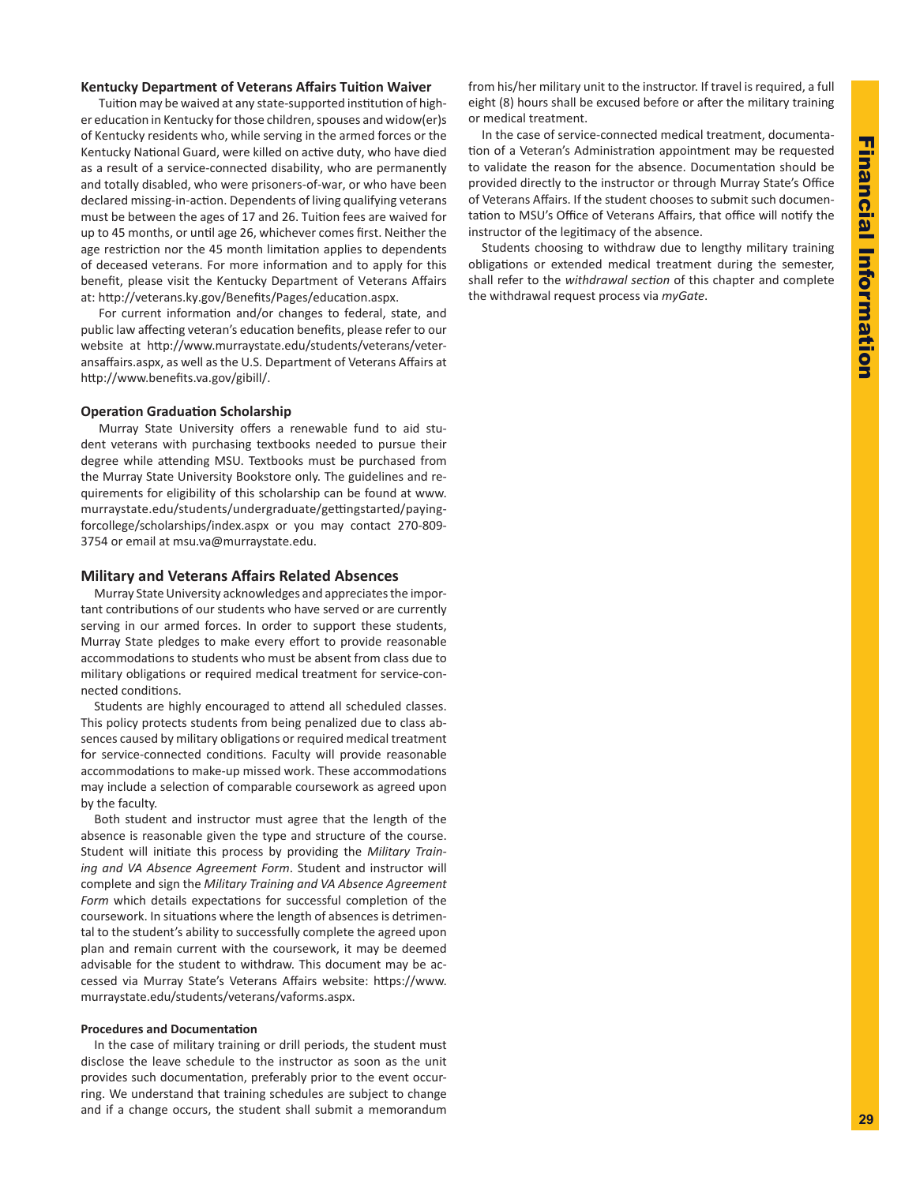### Kentucky Department of Veterans Affairs Tuition Waiver

Tuition may be waived at any state-supported institution of higher education in Kentucky for those children, spouses and widow(er)s of Kentucky residents who, while serving in the armed forces or the Kentucky National Guard, were killed on active duty, who have died as a result of a service-connected disability, who are permanently and totally disabled, who were prisoners-of-war, or who have been declared missing-in-action. Dependents of living qualifying veterans must be between the ages of 17 and 26. Tuition fees are waived for up to 45 months, or until age 26, whichever comes first. Neither the age restriction nor the 45 month limitation applies to dependents of deceased veterans. For more information and to apply for this benefit, please visit the Kentucky Department of Veterans Affairs at: http://veterans.ky.gov/Benefits/Pages/education.aspx.

For current information and/or changes to federal, state, and public law affecting veteran's education benefits, please refer to our website at http://www.murraystate.edu/students/veterans/veteransaffairs.aspx, as well as the U.S. Department of Veterans Affairs at http://www.benefits.va.gov/gibill/.

### Operation Graduation Scholarship

Murray State University offers a renewable fund to aid student veterans with purchasing textbooks needed to pursue their degree while attending MSU. Textbooks must be purchased from the Murray State University Bookstore only. The guidelines and requirements for eligibility of this scholarship can be found at www.murraystate.edu/students/undergraduate/gettingstarted/payingforcollege/scholarships/index.aspx or you may contact 270-809-3754 or email at msu.va@murraystate.edu.

## Military and Veterans Affairs Related Absences

Murray State University acknowledges and appreciates the important contributions of our students who have served or are currently serving in our armed forces. In order to support these students, Murray State pledges to make every effort to provide reasonable accommodations to students who must be absent from class due to military obligations or required medical treatment for service-connected conditions.

Students are highly encouraged to attend all scheduled classes. This policy protects students from being penalized due to class absences caused by military obligations or required medical treatment for service-connected conditions. Faculty will provide reasonable accommodations to make-up missed work. These accommodations may include a selection of comparable coursework as agreed upon by the faculty.

Both student and instructor must agree that the length of the absence is reasonable given the type and structure of the course. Student will initiate this process by providing the *Military Training and VA Absence Agreement Form*. Student and instructor will complete and sign the *Military Training and VA Absence Agreement Form* which details expectations for successful completion of the coursework. In situations where the length of absences is detrimental to the student's ability to successfully complete the agreed upon plan and remain current with the coursework, it may be deemed advisable for the student to withdraw. This document may be accessed via Murray State's Veterans Affairs website: https://www.murraystate.edu/students/veterans/vaforms.aspx.

#### Procedures and Documentation

In the case of military training or drill periods, the student must disclose the leave schedule to the instructor as soon as the unit provides such documentation, preferably prior to the event occurring. We understand that training schedules are subject to change and if a change occurs, the student shall submit a memorandum from his/her military unit to the instructor. If travel is required, a full eight (8) hours shall be excused before or after the military training or medical treatment.

In the case of service-connected medical treatment, documentation of a Veteran's Administration appointment may be requested to validate the reason for the absence. Documentation should be provided directly to the instructor or through Murray State's Office of Veterans Affairs. If the student chooses to submit such documentation to MSU's Office of Veterans Affairs, that office will notify the instructor of the legitimacy of the absence.

Students choosing to withdraw due to lengthy military training obligations or extended medical treatment during the semester, shall refer to the *withdrawal section* of this chapter and complete the withdrawal request process via *myGate*.